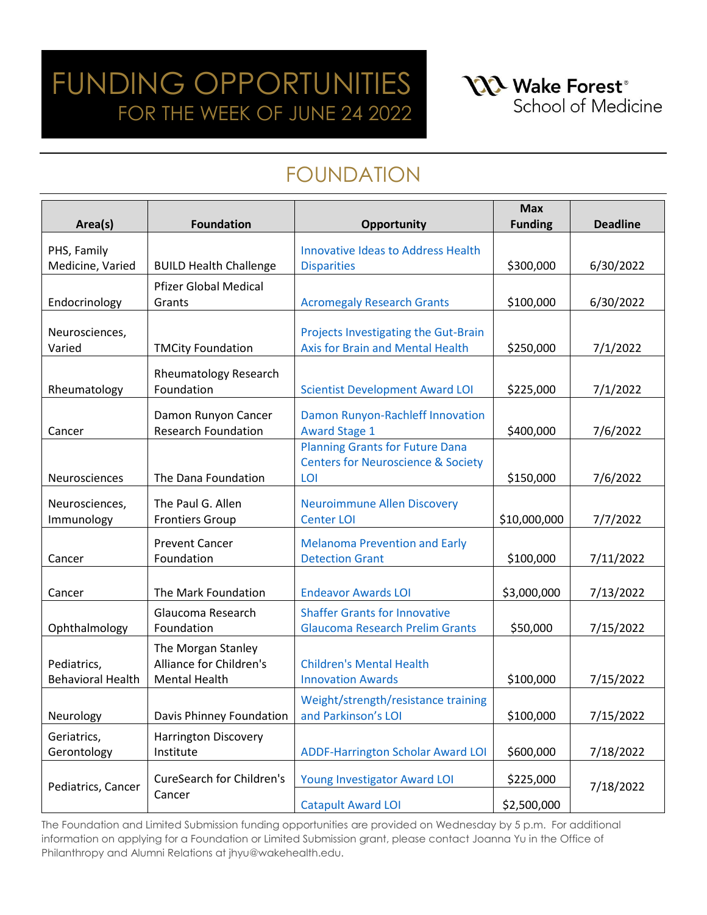# FUNDING OPPORTUNITIES

## FOR THE WEEK OF JUNE 24 2022

Wake Forest® School of Medicine

## FOUNDATION

| Area(s) | Foundation | Opportunity | Max Funding | Deadline |
|---|---|---|---|---|
| PHS, Family Medicine, Varied | BUILD Health Challenge | Innovative Ideas to Address Health Disparities | $300,000 | 6/30/2022 |
| Endocrinology | Pfizer Global Medical Grants | Acromegaly Research Grants | $100,000 | 6/30/2022 |
| Neurosciences, Varied | TMCity Foundation | Projects Investigating the Gut-Brain Axis for Brain and Mental Health | $250,000 | 7/1/2022 |
| Rheumatology | Rheumatology Research Foundation | Scientist Development Award LOI | $225,000 | 7/1/2022 |
| Cancer | Damon Runyon Cancer Research Foundation | Damon Runyon-Rachleff Innovation Award Stage 1 | $400,000 | 7/6/2022 |
| Neurosciences | The Dana Foundation | Planning Grants for Future Dana Centers for Neuroscience & Society LOI | $150,000 | 7/6/2022 |
| Neurosciences, Immunology | The Paul G. Allen Frontiers Group | Neuroimmune Allen Discovery Center LOI | $10,000,000 | 7/7/2022 |
| Cancer | Prevent Cancer Foundation | Melanoma Prevention and Early Detection Grant | $100,000 | 7/11/2022 |
| Cancer | The Mark Foundation | Endeavor Awards LOI | $3,000,000 | 7/13/2022 |
| Ophthalmology | Glaucoma Research Foundation | Shaffer Grants for Innovative Glaucoma Research Prelim Grants | $50,000 | 7/15/2022 |
| Pediatrics, Behavioral Health | The Morgan Stanley Alliance for Children's Mental Health | Children's Mental Health Innovation Awards | $100,000 | 7/15/2022 |
| Neurology | Davis Phinney Foundation | Weight/strength/resistance training and Parkinson's LOI | $100,000 | 7/15/2022 |
| Geriatrics, Gerontology | Harrington Discovery Institute | ADDF-Harrington Scholar Award LOI | $600,000 | 7/18/2022 |
| Pediatrics, Cancer | CureSearch for Children's Cancer | Young Investigator Award LOI | $225,000 | 7/18/2022 |
| | | Catapult Award LOI | $2,500,000 | |

The Foundation and Limited Submission funding opportunities are provided on Wednesday by 5 p.m. For additional information on applying for a Foundation or Limited Submission grant, please contact Joanna Yu in the Office of Philanthropy and Alumni Relations at jhyu@wakehealth.edu.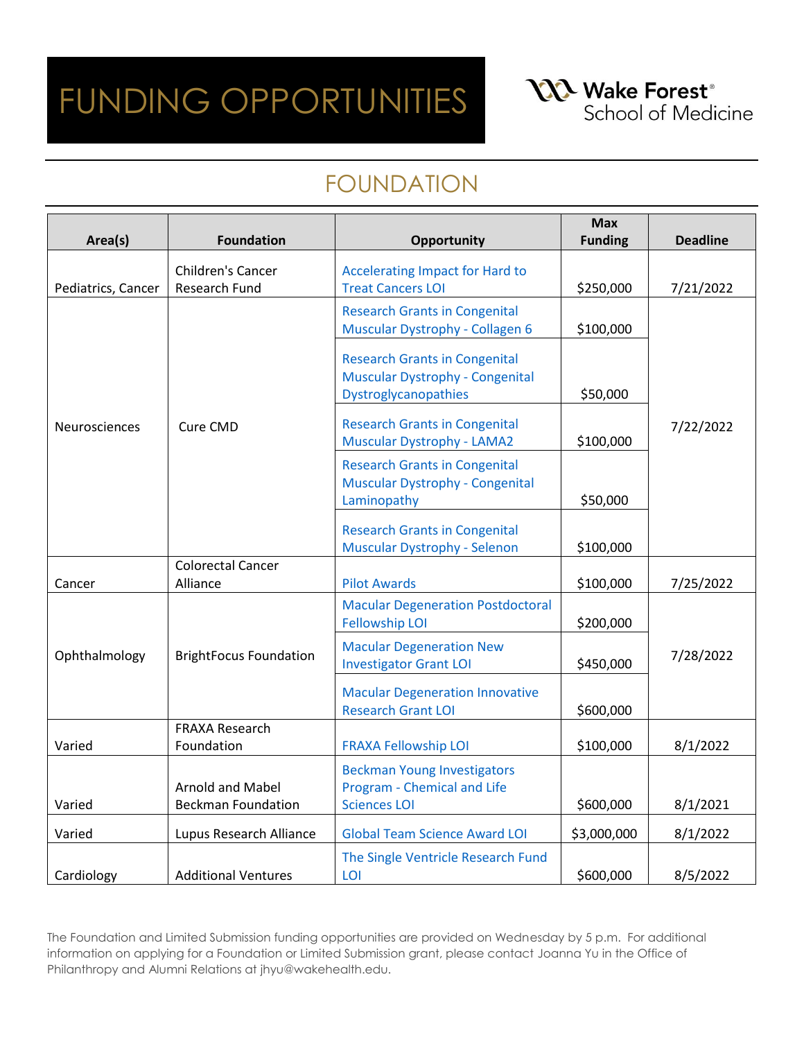# FUNDING OPPORTUNITIES

Wake Forest® School of Medicine

## FOUNDATION

| Area(s) | Foundation | Opportunity | Max Funding | Deadline |
|---|---|---|---|---|
| Pediatrics, Cancer | Children's Cancer Research Fund | Accelerating Impact for Hard to Treat Cancers LOI | $250,000 | 7/21/2022 |
| Neurosciences | Cure CMD | Research Grants in Congenital Muscular Dystrophy - Collagen 6 | $100,000 | 7/22/2022 |
| | | Research Grants in Congenital Muscular Dystrophy - Congenital Dystroglycanopathies | $50,000 | |
| | | Research Grants in Congenital Muscular Dystrophy - LAMA2 | $100,000 | |
| | | Research Grants in Congenital Muscular Dystrophy - Congenital Laminopathy | $50,000 | |
| | | Research Grants in Congenital Muscular Dystrophy - Selenon | $100,000 | |
| Cancer | Colorectal Cancer Alliance | Pilot Awards | $100,000 | 7/25/2022 |
| Ophthalmology | BrightFocus Foundation | Macular Degeneration Postdoctoral Fellowship LOI | $200,000 | 7/28/2022 |
| | | Macular Degeneration New Investigator Grant LOI | $450,000 | |
| | | Macular Degeneration Innovative Research Grant LOI | $600,000 | |
| Varied | FRAXA Research Foundation | FRAXA Fellowship LOI | $100,000 | 8/1/2022 |
| Varied | Arnold and Mabel Beckman Foundation | Beckman Young Investigators Program - Chemical and Life Sciences LOI | $600,000 | 8/1/2021 |
| Varied | Lupus Research Alliance | Global Team Science Award LOI | $3,000,000 | 8/1/2022 |
| Cardiology | Additional Ventures | The Single Ventricle Research Fund LOI | $600,000 | 8/5/2022 |

The Foundation and Limited Submission funding opportunities are provided on Wednesday by 5 p.m. For additional information on applying for a Foundation or Limited Submission grant, please contact Joanna Yu in the Office of Philanthropy and Alumni Relations at jhyu@wakehealth.edu.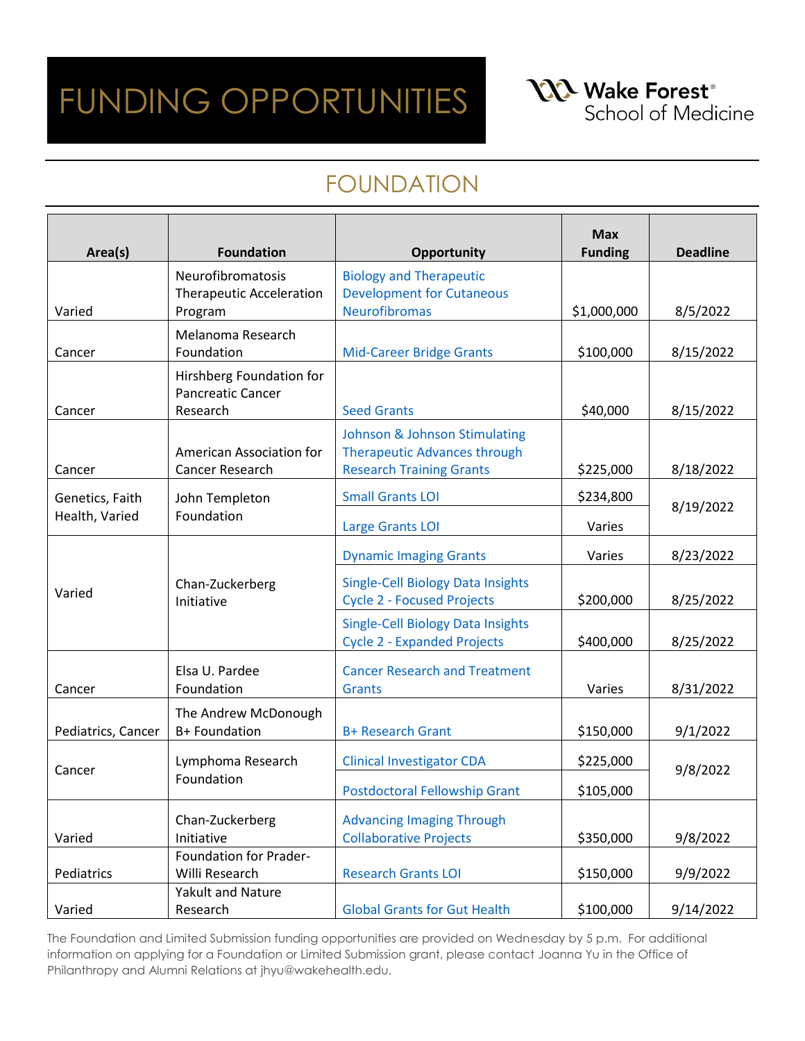# FUNDING OPPORTUNITIES

Wake Forest School of Medicine

## FOUNDATION

| Area(s) | Foundation | Opportunity | Max Funding | Deadline |
|---|---|---|---|---|
| Varied | Neurofibromatosis Therapeutic Acceleration Program | Biology and Therapeutic Development for Cutaneous Neurofibromas | $1,000,000 | 8/5/2022 |
| Cancer | Melanoma Research Foundation | Mid-Career Bridge Grants | $100,000 | 8/15/2022 |
| Cancer | Hirshberg Foundation for Pancreatic Cancer Research | Seed Grants | $40,000 | 8/15/2022 |
| Cancer | American Association for Cancer Research | Johnson & Johnson Stimulating Therapeutic Advances through Research Training Grants | $225,000 | 8/18/2022 |
| Genetics, Faith Health, Varied | John Templeton Foundation | Small Grants LOI | $234,800 | 8/19/2022 |
| | | Large Grants LOI | Varies | |
| Varied | Chan-Zuckerberg Initiative | Dynamic Imaging Grants | Varies | 8/23/2022 |
| | | Single-Cell Biology Data Insights Cycle 2 - Focused Projects | $200,000 | 8/25/2022 |
| | | Single-Cell Biology Data Insights Cycle 2 - Expanded Projects | $400,000 | 8/25/2022 |
| Cancer | Elsa U. Pardee Foundation | Cancer Research and Treatment Grants | Varies | 8/31/2022 |
| Pediatrics, Cancer | The Andrew McDonough B+ Foundation | B+ Research Grant | $150,000 | 9/1/2022 |
| Cancer | Lymphoma Research Foundation | Clinical Investigator CDA | $225,000 | 9/8/2022 |
| | | Postdoctoral Fellowship Grant | $105,000 | |
| Varied | Chan-Zuckerberg Initiative | Advancing Imaging Through Collaborative Projects | $350,000 | 9/8/2022 |
| Pediatrics | Foundation for Prader-Willi Research | Research Grants LOI | $150,000 | 9/9/2022 |
| Varied | Yakult and Nature Research | Global Grants for Gut Health | $100,000 | 9/14/2022 |

The Foundation and Limited Submission funding opportunities are provided on Wednesday by 5 p.m. For additional information on applying for a Foundation or Limited Submission grant, please contact Joanna Yu in the Office of Philanthropy and Alumni Relations at jhyu@wakehealth.edu.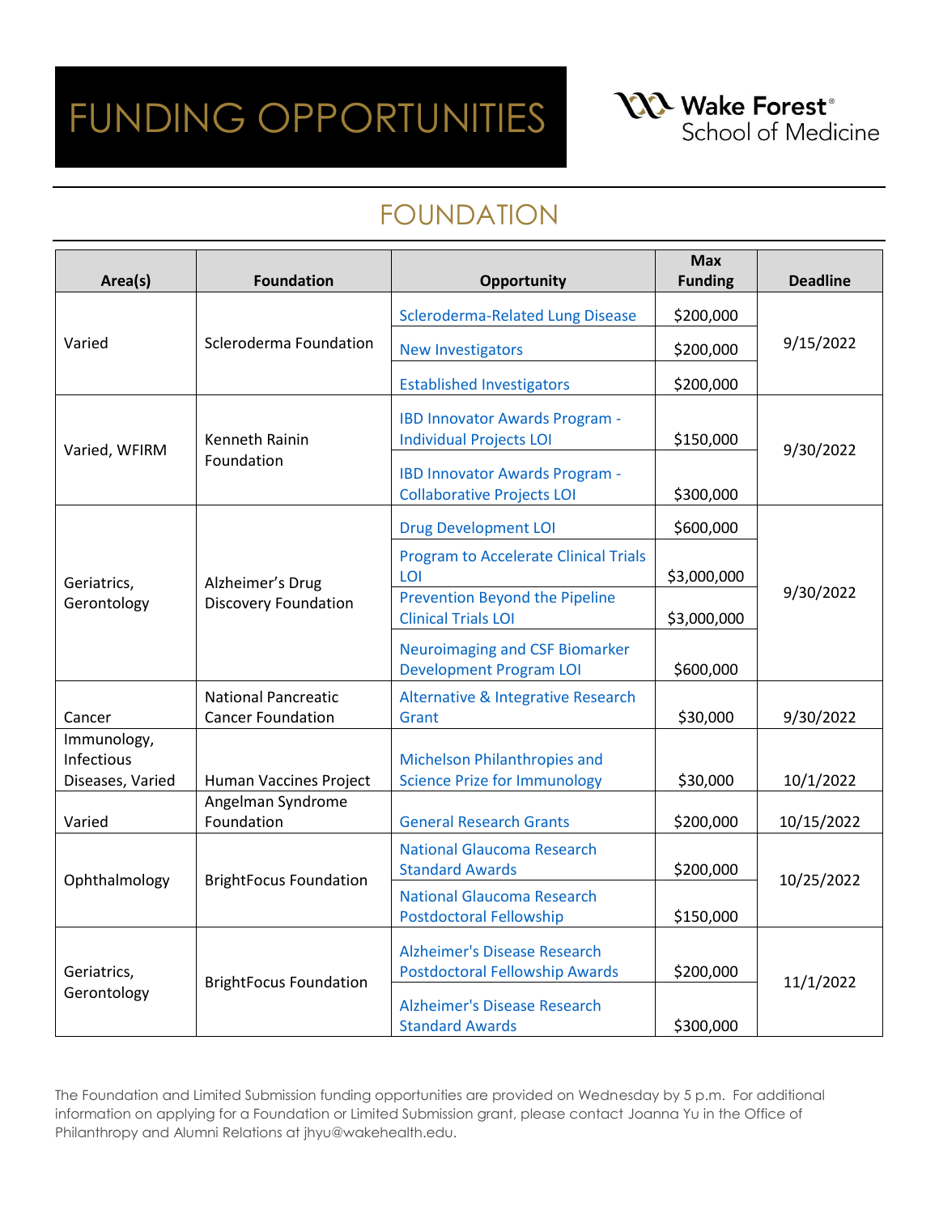# FUNDING OPPORTUNITIES

Wake Forest School of Medicine

## FOUNDATION

| Area(s) | Foundation | Opportunity | Max Funding | Deadline |
|---|---|---|---|---|
| Varied | Scleroderma Foundation | Scleroderma-Related Lung Disease | $200,000 | 9/15/2022 |
| | | New Investigators | $200,000 | |
| | | Established Investigators | $200,000 | |
| Varied, WFIRM | Kenneth Rainin Foundation | IBD Innovator Awards Program - Individual Projects LOI | $150,000 | 9/30/2022 |
| | | IBD Innovator Awards Program - Collaborative Projects LOI | $300,000 | |
| Geriatrics, Gerontology | Alzheimer's Drug Discovery Foundation | Drug Development LOI | $600,000 | 9/30/2022 |
| | | Program to Accelerate Clinical Trials LOI | $3,000,000 | |
| | | Prevention Beyond the Pipeline Clinical Trials LOI | $3,000,000 | |
| | | Neuroimaging and CSF Biomarker Development Program LOI | $600,000 | |
| Cancer | National Pancreatic Cancer Foundation | Alternative & Integrative Research Grant | $30,000 | 9/30/2022 |
| Immunology, Infectious Diseases, Varied | Human Vaccines Project | Michelson Philanthropies and Science Prize for Immunology | $30,000 | 10/1/2022 |
| Varied | Angelman Syndrome Foundation | General Research Grants | $200,000 | 10/15/2022 |
| Ophthalmology | BrightFocus Foundation | National Glaucoma Research Standard Awards | $200,000 | 10/25/2022 |
| | | National Glaucoma Research Postdoctoral Fellowship | $150,000 | |
| Geriatrics, Gerontology | BrightFocus Foundation | Alzheimer's Disease Research Postdoctoral Fellowship Awards | $200,000 | 11/1/2022 |
| | | Alzheimer's Disease Research Standard Awards | $300,000 | |

The Foundation and Limited Submission funding opportunities are provided on Wednesday by 5 p.m. For additional information on applying for a Foundation or Limited Submission grant, please contact Joanna Yu in the Office of Philanthropy and Alumni Relations at jhyu@wakehealth.edu.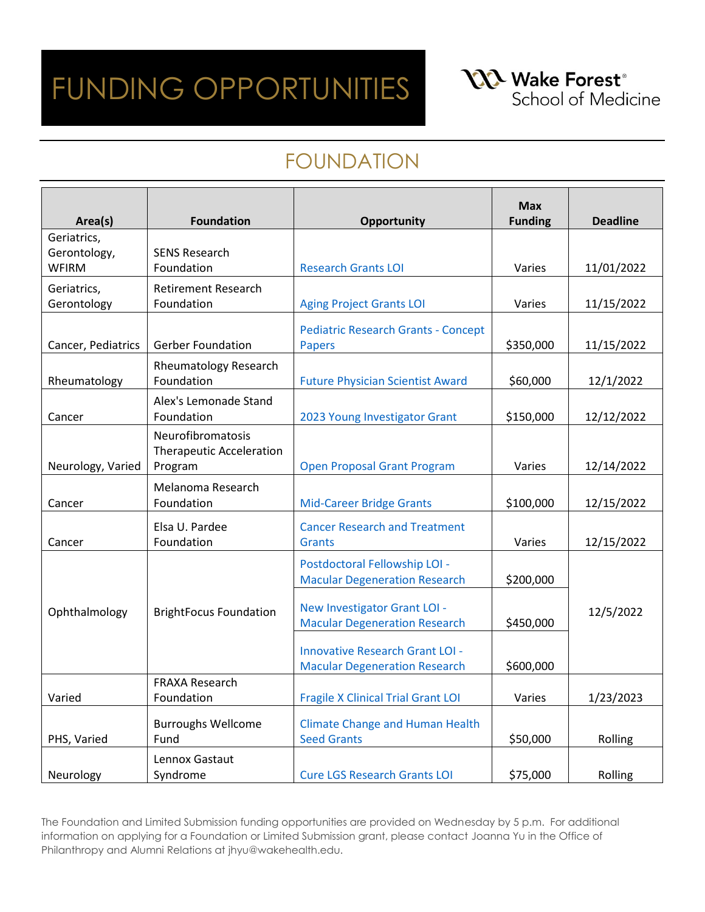# FUNDING OPPORTUNITIES

Wake Forest® School of Medicine

## FOUNDATION

| Area(s) | Foundation | Opportunity | Max Funding | Deadline |
|---|---|---|---|---|
| Geriatrics, Gerontology, WFIRM | SENS Research Foundation | Research Grants LOI | Varies | 11/01/2022 |
| Geriatrics, Gerontology | Retirement Research Foundation | Aging Project Grants LOI | Varies | 11/15/2022 |
| Cancer, Pediatrics | Gerber Foundation | Pediatric Research Grants - Concept Papers | $350,000 | 11/15/2022 |
| Rheumatology | Rheumatology Research Foundation | Future Physician Scientist Award | $60,000 | 12/1/2022 |
| Cancer | Alex's Lemonade Stand Foundation | 2023 Young Investigator Grant | $150,000 | 12/12/2022 |
| Neurology, Varied | Neurofibromatosis Therapeutic Acceleration Program | Open Proposal Grant Program | Varies | 12/14/2022 |
| Cancer | Melanoma Research Foundation | Mid-Career Bridge Grants | $100,000 | 12/15/2022 |
| Cancer | Elsa U. Pardee Foundation | Cancer Research and Treatment Grants | Varies | 12/15/2022 |
| Ophthalmology | BrightFocus Foundation | Postdoctoral Fellowship LOI - Macular Degeneration Research | $200,000 | 12/5/2022 |
| | | New Investigator Grant LOI - Macular Degeneration Research | $450,000 | |
| | | Innovative Research Grant LOI - Macular Degeneration Research | $600,000 | |
| Varied | FRAXA Research Foundation | Fragile X Clinical Trial Grant LOI | Varies | 1/23/2023 |
| PHS, Varied | Burroughs Wellcome Fund | Climate Change and Human Health Seed Grants | $50,000 | Rolling |
| Neurology | Lennox Gastaut Syndrome | Cure LGS Research Grants LOI | $75,000 | Rolling |

The Foundation and Limited Submission funding opportunities are provided on Wednesday by 5 p.m. For additional information on applying for a Foundation or Limited Submission grant, please contact Joanna Yu in the Office of Philanthropy and Alumni Relations at jhyu@wakehealth.edu.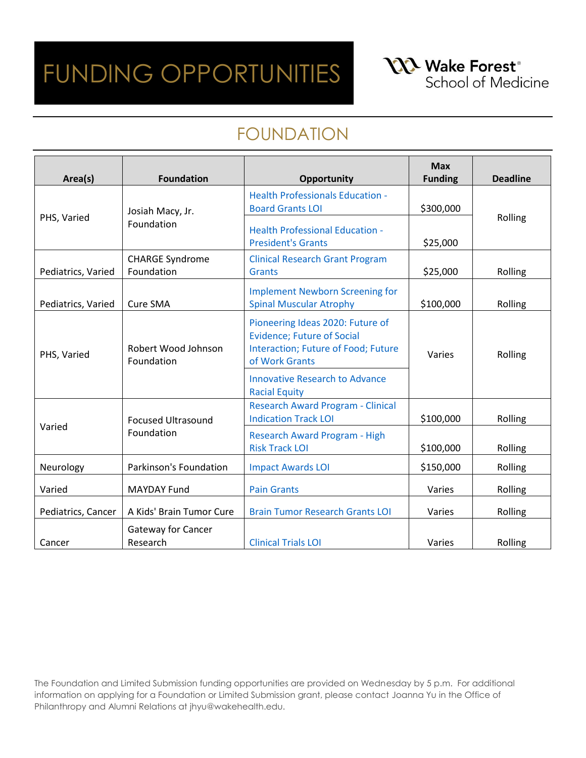# FUNDING OPPORTUNITIES

Wake Forest School of Medicine

## FOUNDATION

| Area(s) | Foundation | Opportunity | Max Funding | Deadline |
|---|---|---|---|---|
| PHS, Varied | Josiah Macy, Jr. Foundation | Health Professionals Education - Board Grants LOI | $300,000 | Rolling |
| | | Health Professional Education - President's Grants | $25,000 | |
| Pediatrics, Varied | CHARGE Syndrome Foundation | Clinical Research Grant Program Grants | $25,000 | Rolling |
| Pediatrics, Varied | Cure SMA | Implement Newborn Screening for Spinal Muscular Atrophy | $100,000 | Rolling |
| PHS, Varied | Robert Wood Johnson Foundation | Pioneering Ideas 2020: Future of Evidence; Future of Social Interaction; Future of Food; Future of Work Grants | Varies | Rolling |
| | | Innovative Research to Advance Racial Equity | | |
| Varied | Focused Ultrasound Foundation | Research Award Program - Clinical Indication Track LOI | $100,000 | Rolling |
| | | Research Award Program - High Risk Track LOI | $100,000 | Rolling |
| Neurology | Parkinson's Foundation | Impact Awards LOI | $150,000 | Rolling |
| Varied | MAYDAY Fund | Pain Grants | Varies | Rolling |
| Pediatrics, Cancer | A Kids' Brain Tumor Cure | Brain Tumor Research Grants LOI | Varies | Rolling |
| Cancer | Gateway for Cancer Research | Clinical Trials LOI | Varies | Rolling |

The Foundation and Limited Submission funding opportunities are provided on Wednesday by 5 p.m. For additional information on applying for a Foundation or Limited Submission grant, please contact Joanna Yu in the Office of Philanthropy and Alumni Relations at jhyu@wakehealth.edu.